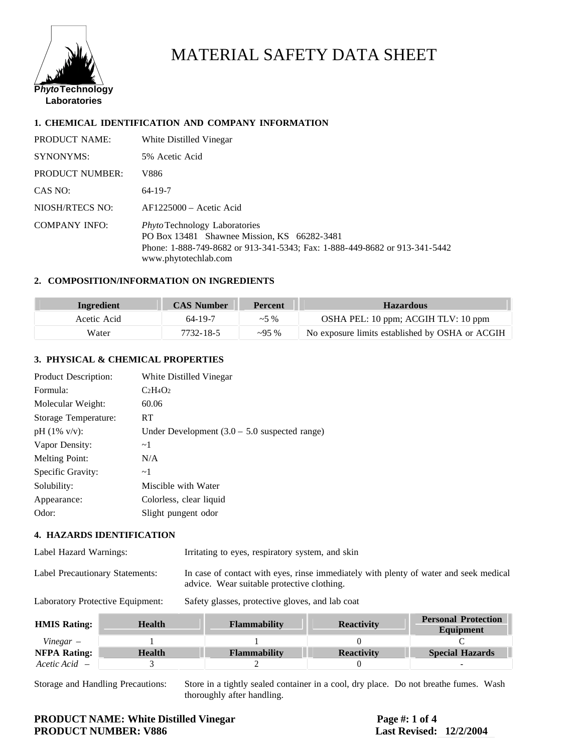**PhytoTechnology Laboratories**

# MATERIAL SAFETY DATA SHEET

## 1. CHEMICAL IDENTIFICATION AND COMPANY INFORMATION

PRODUCT NAME: White Distilled Vinegar

SYNONYMS: 5% Acetic Acid

PRODUCT NUMBER: V886

CAS NO: 64-19-7

NIOSH/RTECS NO: AF1225000 – Acetic Acid

COMPANY INFO: *Phyto*Technology Laboratories
PO Box 13481 Shawnee Mission, KS 66282-3481
Phone: 1-888-749-8682 or 913-341-5343; Fax: 1-888-449-8682 or 913-341-5442
www.phytotechlab.com

## 2. COMPOSITION/INFORMATION ON INGREDIENTS

| Ingredient | CAS Number | Percent | Hazardous |
|---|---|---|---|
| Acetic Acid | 64-19-7 | ~5 % | OSHA PEL: 10 ppm; ACGIH TLV: 10 ppm |
| Water | 7732-18-5 | ~95 % | No exposure limits established by OSHA or ACGIH |

## 3. PHYSICAL & CHEMICAL PROPERTIES

Product Description: White Distilled Vinegar

Formula: $C_2H_4O_2$

Molecular Weight: 60.06

Storage Temperature: RT

pH (1% v/v): Under Development (3.0 – 5.0 suspected range)

Vapor Density: ~1

Melting Point: N/A

Specific Gravity: ~1

Solubility: Miscible with Water

Appearance: Colorless, clear liquid

Odor: Slight pungent odor

## 4. HAZARDS IDENTIFICATION

Label Hazard Warnings: Irritating to eyes, respiratory system, and skin

Label Precautionary Statements: In case of contact with eyes, rinse immediately with plenty of water and seek medical advice. Wear suitable protective clothing.

Laboratory Protective Equipment: Safety glasses, protective gloves, and lab coat

| **HMIS Rating:** | **Health** | **Flammability** | **Reactivity** | **Personal Protection Equipment** |
|---|---|---|---|---|
| *Vinegar* – | 1 | 1 | 0 | C |
| **NFPA Rating:** | **Health** | **Flammability** | **Reactivity** | **Special Hazards** |
| *Acetic Acid* – | 3 | 2 | 0 | - |

Storage and Handling Precautions: Store in a tightly sealed container in a cool, dry place. Do not breathe fumes. Wash thoroughly after handling.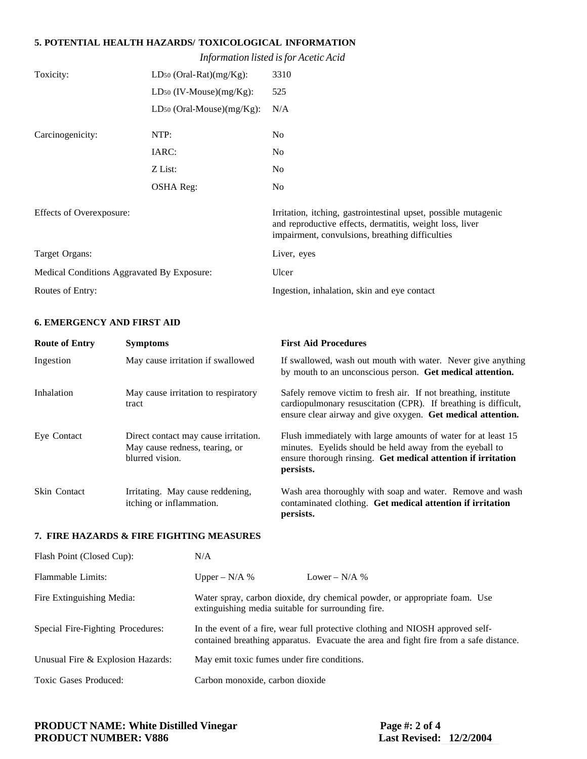## 5. POTENTIAL HEALTH HAZARDS/ TOXICOLOGICAL INFORMATION

*Information listed is for Acetic Acid*

| | | |
|---|---|---|
| Toxicity: | $LD_{50}$ (Oral-Rat)(mg/Kg): | 3310 |
| | $LD_{50}$ (IV-Mouse)(mg/Kg): | 525 |
| | $LD_{50}$ (Oral-Mouse)(mg/Kg): | N/A |
| Carcinogenicity: | NTP: | No |
| | IARC: | No |
| | Z List: | No |
| | OSHA Reg: | No |

| | |
|---|---|
| Effects of Overexposure: | Irritation, itching, gastrointestinal upset, possible mutagenic and reproductive effects, dermatitis, weight loss, liver impairment, convulsions, breathing difficulties |
| Target Organs: | Liver, eyes |
| Medical Conditions Aggravated By Exposure: | Ulcer |
| Routes of Entry: | Ingestion, inhalation, skin and eye contact |

## 6. EMERGENCY AND FIRST AID

| Route of Entry | Symptoms | First Aid Procedures |
|---|---|---|
| Ingestion | May cause irritation if swallowed | If swallowed, wash out mouth with water. Never give anything by mouth to an unconscious person. **Get medical attention.** |
| Inhalation | May cause irritation to respiratory tract | Safely remove victim to fresh air. If not breathing, institute cardiopulmonary resuscitation (CPR). If breathing is difficult, ensure clear airway and give oxygen. **Get medical attention.** |
| Eye Contact | Direct contact may cause irritation. May cause redness, tearing, or blurred vision. | Flush immediately with large amounts of water for at least 15 minutes. Eyelids should be held away from the eyeball to ensure thorough rinsing. **Get medical attention if irritation persists.** |
| Skin Contact | Irritating. May cause reddening, itching or inflammation. | Wash area thoroughly with soap and water. Remove and wash contaminated clothing. **Get medical attention if irritation persists.** |

## 7. FIRE HAZARDS & FIRE FIGHTING MEASURES

| | |
|---|---|
| Flash Point (Closed Cup): | N/A |
| Flammable Limits: | Upper – N/A % Lower – N/A % |
| Fire Extinguishing Media: | Water spray, carbon dioxide, dry chemical powder, or appropriate foam. Use extinguishing media suitable for surrounding fire. |
| Special Fire-Fighting Procedures: | In the event of a fire, wear full protective clothing and NIOSH approved self-contained breathing apparatus. Evacuate the area and fight fire from a safe distance. |
| Unusual Fire & Explosion Hazards: | May emit toxic fumes under fire conditions. |
| Toxic Gases Produced: | Carbon monoxide, carbon dioxide |

**PRODUCT NAME: White Distilled Vinegar**
**PRODUCT NUMBER: V886**
**Last Revised: 12/2/2004**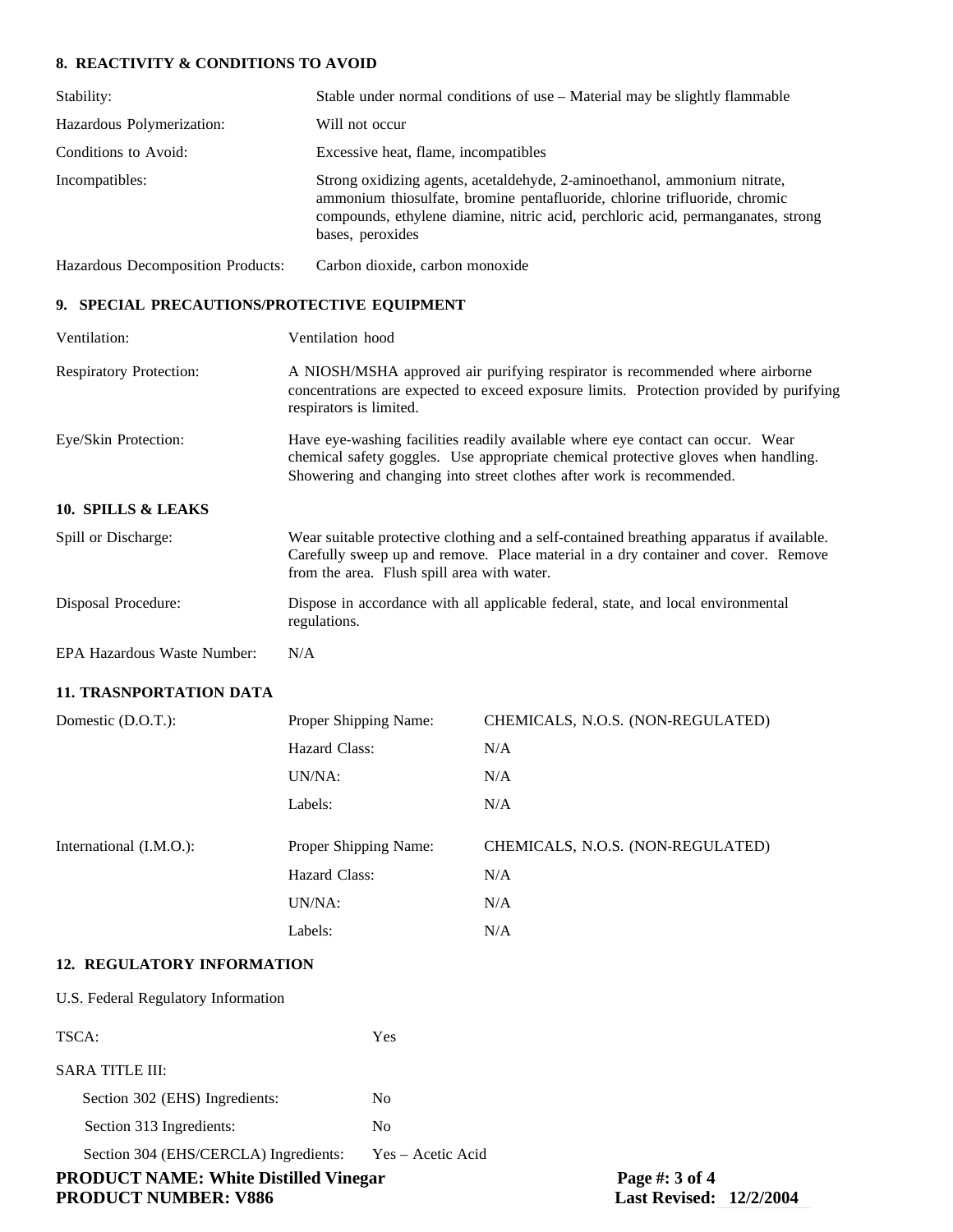## 8. REACTIVITY & CONDITIONS TO AVOID

| | |
|---|---|
| Stability: | Stable under normal conditions of use – Material may be slightly flammable |
| Hazardous Polymerization: | Will not occur |
| Conditions to Avoid: | Excessive heat, flame, incompatibles |
| Incompatibles: | Strong oxidizing agents, acetaldehyde, 2-aminoethanol, ammonium nitrate, ammonium thiosulfate, bromine pentafluoride, chlorine trifluoride, chromic compounds, ethylene diamine, nitric acid, perchloric acid, permanganates, strong bases, peroxides |
| Hazardous Decomposition Products: | Carbon dioxide, carbon monoxide |

## 9. SPECIAL PRECAUTIONS/PROTECTIVE EQUIPMENT

| | |
|---|---|
| Ventilation: | Ventilation hood |
| Respiratory Protection: | A NIOSH/MSHA approved air purifying respirator is recommended where airborne concentrations are expected to exceed exposure limits. Protection provided by purifying respirators is limited. |
| Eye/Skin Protection: | Have eye-washing facilities readily available where eye contact can occur. Wear chemical safety goggles. Use appropriate chemical protective gloves when handling. Showering and changing into street clothes after work is recommended. |

## 10. SPILLS & LEAKS

| | |
|---|---|
| Spill or Discharge: | Wear suitable protective clothing and a self-contained breathing apparatus if available. Carefully sweep up and remove. Place material in a dry container and cover. Remove from the area. Flush spill area with water. |
| Disposal Procedure: | Dispose in accordance with all applicable federal, state, and local environmental regulations. |
| EPA Hazardous Waste Number: | N/A |

## 11. TRASNPORTATION DATA

| | | |
|---|---|---|
| Domestic (D.O.T.): | Proper Shipping Name: | CHEMICALS, N.O.S. (NON-REGULATED) |
| | Hazard Class: | N/A |
| | UN/NA: | N/A |
| | Labels: | N/A |
| International (I.M.O.): | Proper Shipping Name: | CHEMICALS, N.O.S. (NON-REGULATED) |
| | Hazard Class: | N/A |
| | UN/NA: | N/A |
| | Labels: | N/A |

## 12. REGULATORY INFORMATION

U.S. Federal Regulatory Information

| | |
|---|---|
| TSCA: | Yes |
| SARA TITLE III: | |
| Section 302 (EHS) Ingredients: | No |
| Section 313 Ingredients: | No |
| Section 304 (EHS/CERCLA) Ingredients: | Yes – Acetic Acid |

**PRODUCT NAME: White Distilled Vinegar**
**PRODUCT NUMBER: V886**

**Last Revised: 12/2/2004**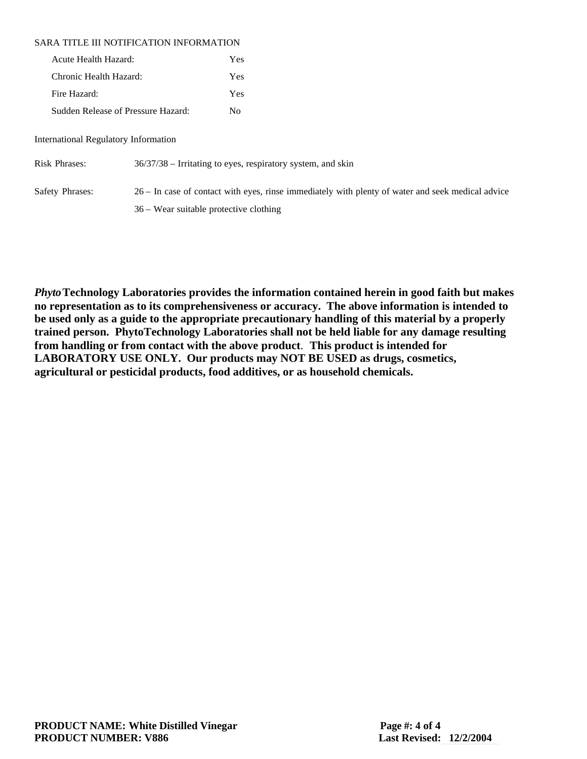SARA TITLE III NOTIFICATION INFORMATION

| | |
|---|---|
| Acute Health Hazard: | Yes |
| Chronic Health Hazard: | Yes |
| Fire Hazard: | Yes |
| Sudden Release of Pressure Hazard: | No |

International Regulatory Information

| | |
|---|---|
| Risk Phrases: | 36/37/38 – Irritating to eyes, respiratory system, and skin |
| Safety Phrases: | 26 – In case of contact with eyes, rinse immediately with plenty of water and seek medical advice |
| | 36 – Wear suitable protective clothing |

***Phyto*** **Technology Laboratories provides the information contained herein in good faith but makes no representation as to its comprehensiveness or accuracy. The above information is intended to be used only as a guide to the appropriate precautionary handling of this material by a properly trained person. PhytoTechnology Laboratories shall not be held liable for any damage resulting from handling or from contact with the above product. This product is intended for LABORATORY USE ONLY. Our products may NOT BE USED as drugs, cosmetics, agricultural or pesticidal products, food additives, or as household chemicals.**